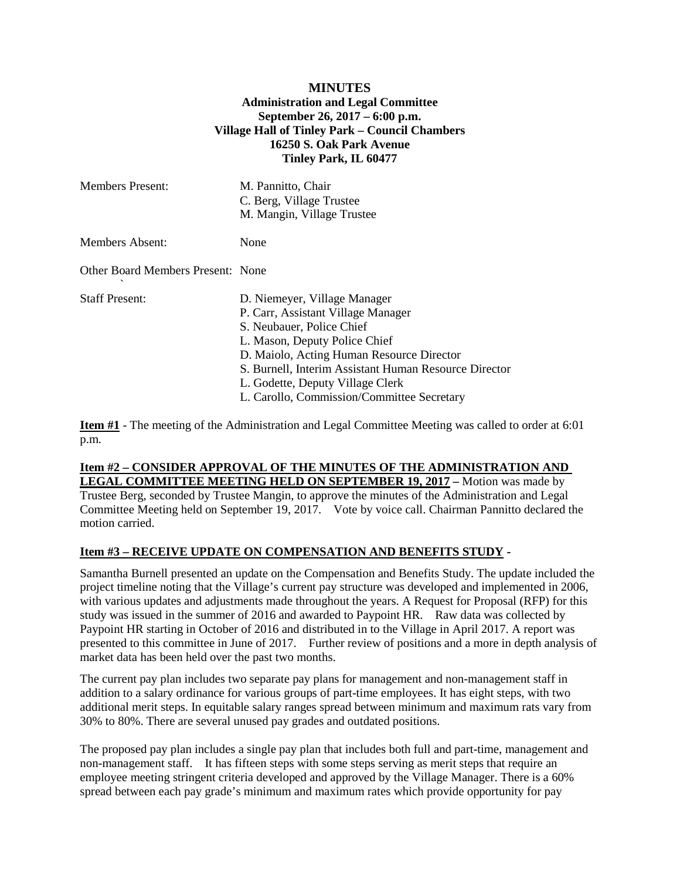**MINUTES**
**Administration and Legal Committee**
**September 26, 2017 – 6:00 p.m.**
**Village Hall of Tinley Park – Council Chambers**
**16250 S. Oak Park Avenue**
**Tinley Park, IL 60477**

| | |
|---|---|
| Members Present: | M. Pannitto, Chair<br>C. Berg, Village Trustee<br>M. Mangin, Village Trustee |
| Members Absent: | None |
| Other Board Members Present: | None |
| Staff Present: | D. Niemeyer, Village Manager<br>P. Carr, Assistant Village Manager<br>S. Neubauer, Police Chief<br>L. Mason, Deputy Police Chief<br>D. Maiolo, Acting Human Resource Director<br>S. Burnell, Interim Assistant Human Resource Director<br>L. Godette, Deputy Village Clerk<br>L. Carollo, Commission/Committee Secretary |

**Item #1** - The meeting of the Administration and Legal Committee Meeting was called to order at 6:01 p.m.

**Item #2 – CONSIDER APPROVAL OF THE MINUTES OF THE ADMINISTRATION AND LEGAL COMMITTEE MEETING HELD ON SEPTEMBER 19, 2017 –** Motion was made by Trustee Berg, seconded by Trustee Mangin, to approve the minutes of the Administration and Legal Committee Meeting held on September 19, 2017. Vote by voice call. Chairman Pannitto declared the motion carried.

**Item #3 – RECEIVE UPDATE ON COMPENSATION AND BENEFITS STUDY -**

Samantha Burnell presented an update on the Compensation and Benefits Study. The update included the project timeline noting that the Village's current pay structure was developed and implemented in 2006, with various updates and adjustments made throughout the years. A Request for Proposal (RFP) for this study was issued in the summer of 2016 and awarded to Paypoint HR. Raw data was collected by Paypoint HR starting in October of 2016 and distributed in to the Village in April 2017. A report was presented to this committee in June of 2017. Further review of positions and a more in depth analysis of market data has been held over the past two months.

The current pay plan includes two separate pay plans for management and non-management staff in addition to a salary ordinance for various groups of part-time employees. It has eight steps, with two additional merit steps. In equitable salary ranges spread between minimum and maximum rats vary from 30% to 80%. There are several unused pay grades and outdated positions.

The proposed pay plan includes a single pay plan that includes both full and part-time, management and non-management staff. It has fifteen steps with some steps serving as merit steps that require an employee meeting stringent criteria developed and approved by the Village Manager. There is a 60% spread between each pay grade's minimum and maximum rates which provide opportunity for pay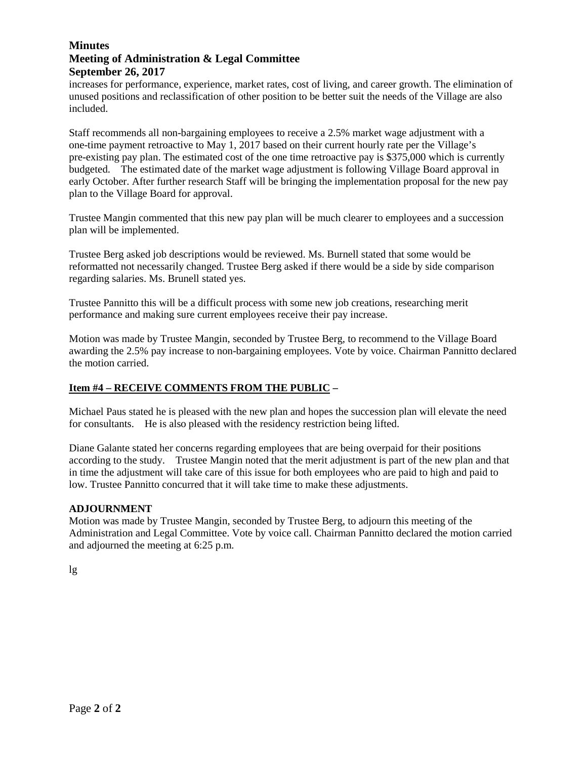increases for performance, experience, market rates, cost of living, and career growth. The elimination of unused positions and reclassification of other position to be better suit the needs of the Village are also included.

Staff recommends all non-bargaining employees to receive a 2.5% market wage adjustment with a one-time payment retroactive to May 1, 2017 based on their current hourly rate per the Village's pre-existing pay plan. The estimated cost of the one time retroactive pay is $375,000 which is currently budgeted. The estimated date of the market wage adjustment is following Village Board approval in early October. After further research Staff will be bringing the implementation proposal for the new pay plan to the Village Board for approval.

Trustee Mangin commented that this new pay plan will be much clearer to employees and a succession plan will be implemented.

Trustee Berg asked job descriptions would be reviewed. Ms. Burnell stated that some would be reformatted not necessarily changed. Trustee Berg asked if there would be a side by side comparison regarding salaries. Ms. Brunell stated yes.

Trustee Pannitto this will be a difficult process with some new job creations, researching merit performance and making sure current employees receive their pay increase.

Motion was made by Trustee Mangin, seconded by Trustee Berg, to recommend to the Village Board awarding the 2.5% pay increase to non-bargaining employees. Vote by voice. Chairman Pannitto declared the motion carried.

**Item #4 – RECEIVE COMMENTS FROM THE PUBLIC –**

Michael Paus stated he is pleased with the new plan and hopes the succession plan will elevate the need for consultants. He is also pleased with the residency restriction being lifted.

Diane Galante stated her concerns regarding employees that are being overpaid for their positions according to the study. Trustee Mangin noted that the merit adjustment is part of the new plan and that in time the adjustment will take care of this issue for both employees who are paid to high and paid to low. Trustee Pannitto concurred that it will take time to make these adjustments.

**ADJOURNMENT**

Motion was made by Trustee Mangin, seconded by Trustee Berg, to adjourn this meeting of the Administration and Legal Committee. Vote by voice call. Chairman Pannitto declared the motion carried and adjourned the meeting at 6:25 p.m.

lg